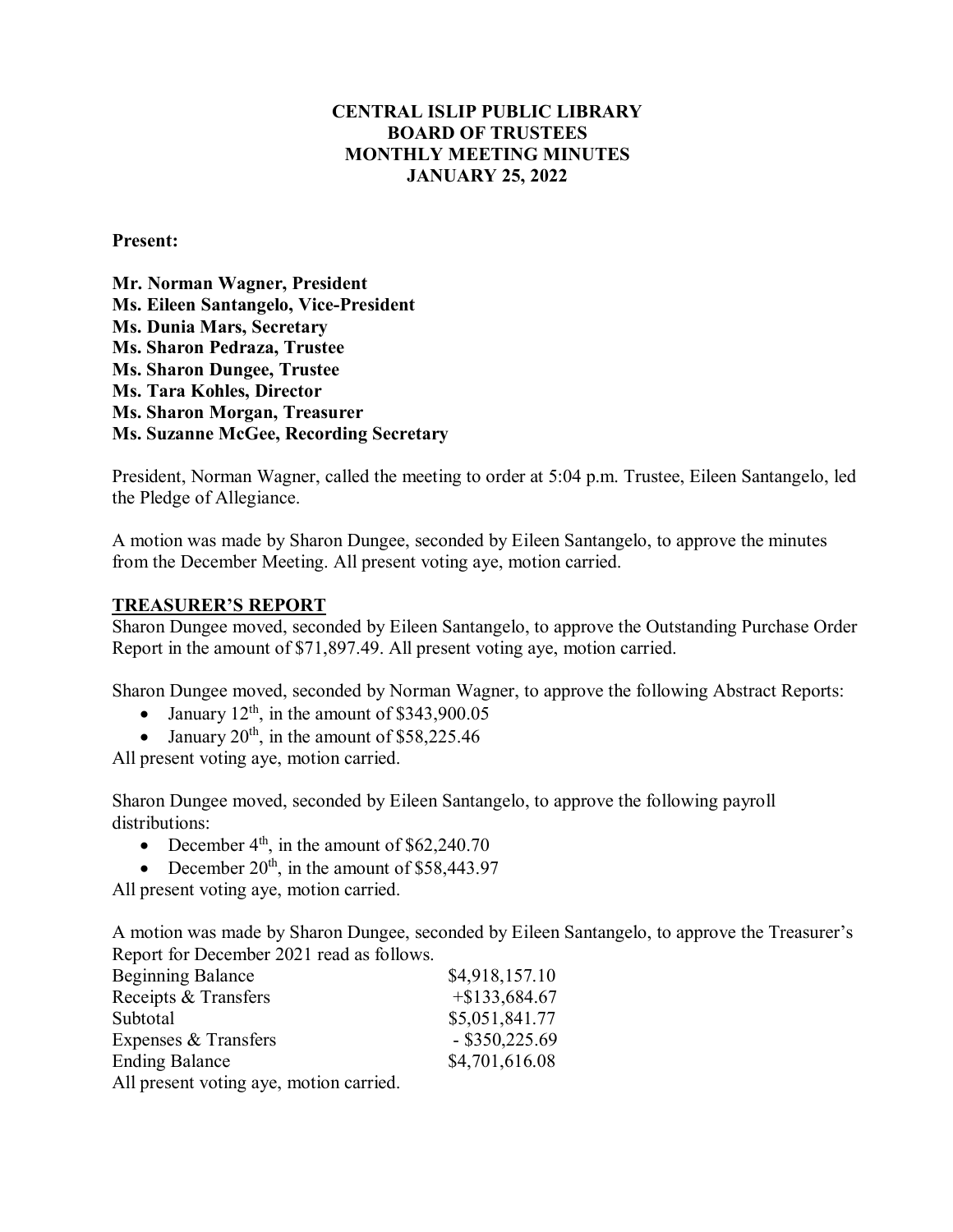**CENTRAL ISLIP PUBLIC LIBRARY**
**BOARD OF TRUSTEES**
**MONTHLY MEETING MINUTES**
**JANUARY 25, 2022**

**Present:**

**Mr. Norman Wagner, President**
**Ms. Eileen Santangelo, Vice-President**
**Ms. Dunia Mars, Secretary**
**Ms. Sharon Pedraza, Trustee**
**Ms. Sharon Dungee, Trustee**
**Ms. Tara Kohles, Director**
**Ms. Sharon Morgan, Treasurer**
**Ms. Suzanne McGee, Recording Secretary**

President, Norman Wagner, called the meeting to order at 5:04 p.m. Trustee, Eileen Santangelo, led the Pledge of Allegiance.

A motion was made by Sharon Dungee, seconded by Eileen Santangelo, to approve the minutes from the December Meeting. All present voting aye, motion carried.

**TREASURER'S REPORT**

Sharon Dungee moved, seconded by Eileen Santangelo, to approve the Outstanding Purchase Order Report in the amount of $71,897.49. All present voting aye, motion carried.

Sharon Dungee moved, seconded by Norman Wagner, to approve the following Abstract Reports:

- January 12th, in the amount of $343,900.05
- January 20th, in the amount of $58,225.46

All present voting aye, motion carried.

Sharon Dungee moved, seconded by Eileen Santangelo, to approve the following payroll distributions:

- December 4th, in the amount of $62,240.70
- December 20th, in the amount of $58,443.97

All present voting aye, motion carried.

A motion was made by Sharon Dungee, seconded by Eileen Santangelo, to approve the Treasurer's Report for December 2021 read as follows.

| | |
|---|---|
| Beginning Balance | $4,918,157.10 |
| Receipts & Transfers | +$133,684.67 |
| Subtotal | $5,051,841.77 |
| Expenses & Transfers | - $350,225.69 |
| Ending Balance | $4,701,616.08 |

All present voting aye, motion carried.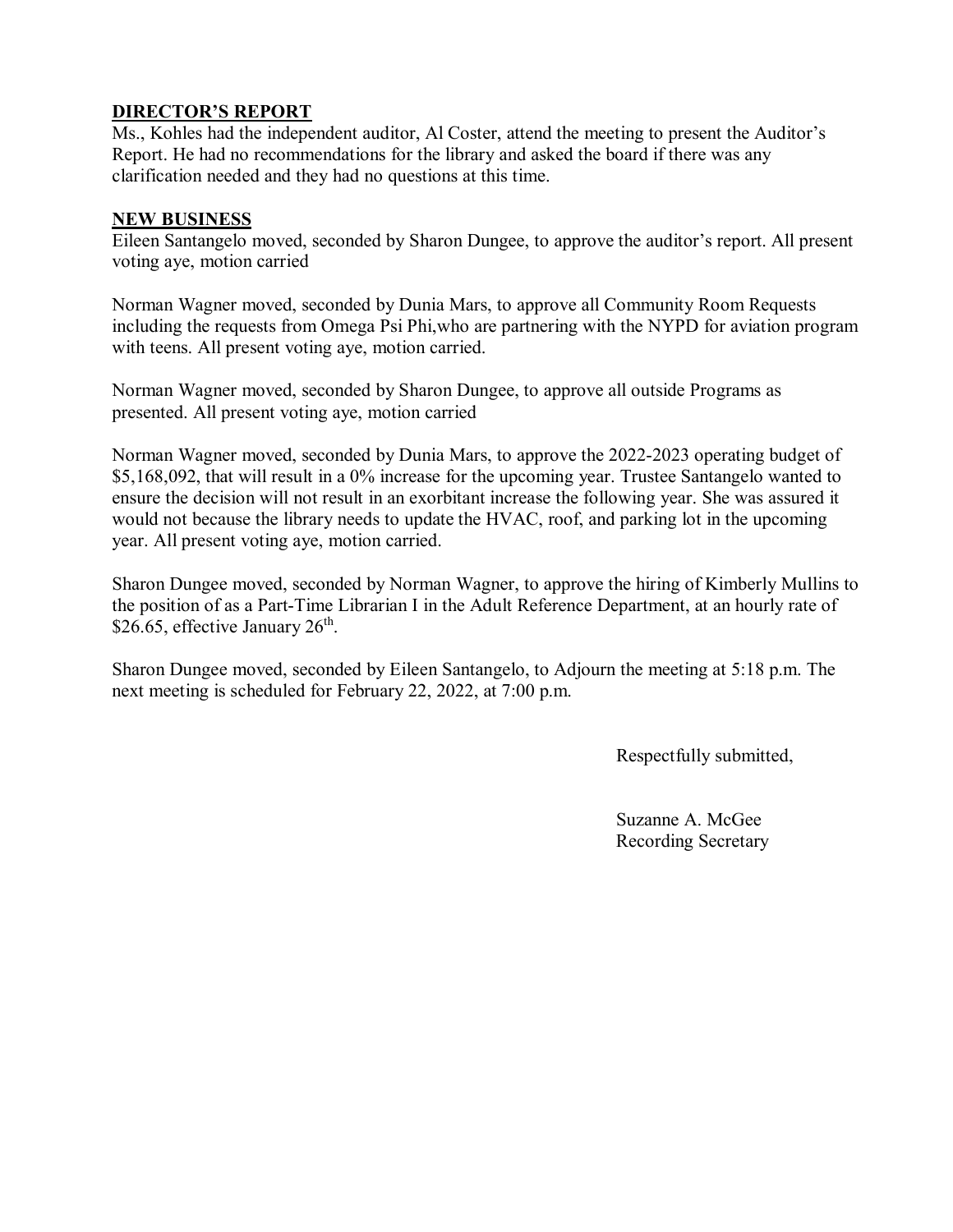## DIRECTOR'S REPORT

Ms., Kohles had the independent auditor, Al Coster, attend the meeting to present the Auditor's Report. He had no recommendations for the library and asked the board if there was any clarification needed and they had no questions at this time.

## NEW BUSINESS

Eileen Santangelo moved, seconded by Sharon Dungee, to approve the auditor's report. All present voting aye, motion carried

Norman Wagner moved, seconded by Dunia Mars, to approve all Community Room Requests including the requests from Omega Psi Phi,who are partnering with the NYPD for aviation program with teens. All present voting aye, motion carried.

Norman Wagner moved, seconded by Sharon Dungee, to approve all outside Programs as presented. All present voting aye, motion carried

Norman Wagner moved, seconded by Dunia Mars, to approve the 2022-2023 operating budget of $5,168,092, that will result in a 0% increase for the upcoming year. Trustee Santangelo wanted to ensure the decision will not result in an exorbitant increase the following year. She was assured it would not because the library needs to update the HVAC, roof, and parking lot in the upcoming year. All present voting aye, motion carried.

Sharon Dungee moved, seconded by Norman Wagner, to approve the hiring of Kimberly Mullins to the position of as a Part-Time Librarian I in the Adult Reference Department, at an hourly rate of $26.65, effective January 26th.

Sharon Dungee moved, seconded by Eileen Santangelo, to Adjourn the meeting at 5:18 p.m. The next meeting is scheduled for February 22, 2022, at 7:00 p.m.

Respectfully submitted,

Suzanne A. McGee
Recording Secretary